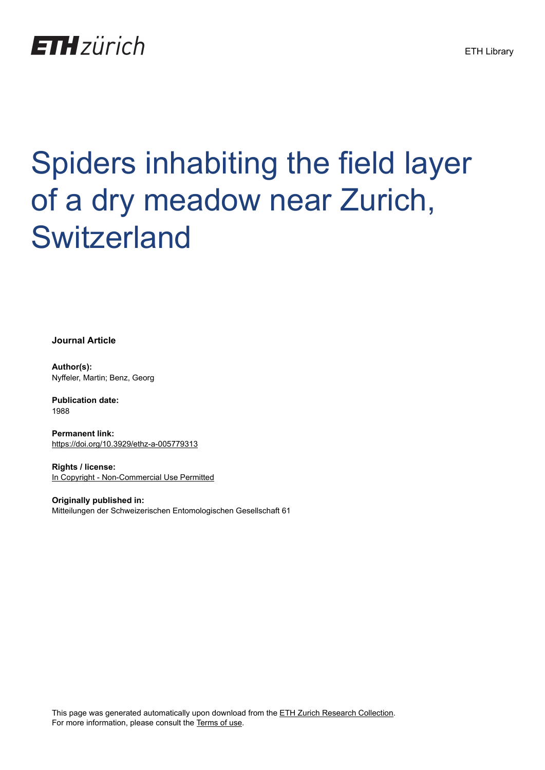ETH zürich

ETH Library

# Spiders inhabiting the field layer of a dry meadow near Zurich, Switzerland

**Journal Article**

**Author(s):**
Nyffeler, Martin; Benz, Georg

**Publication date:**
1988

**Permanent link:**
https://doi.org/10.3929/ethz-a-005779313

**Rights / license:**
In Copyright - Non-Commercial Use Permitted

**Originally published in:**
Mitteilungen der Schweizerischen Entomologischen Gesellschaft 61

This page was generated automatically upon download from the ETH Zurich Research Collection.
For more information, please consult the Terms of use.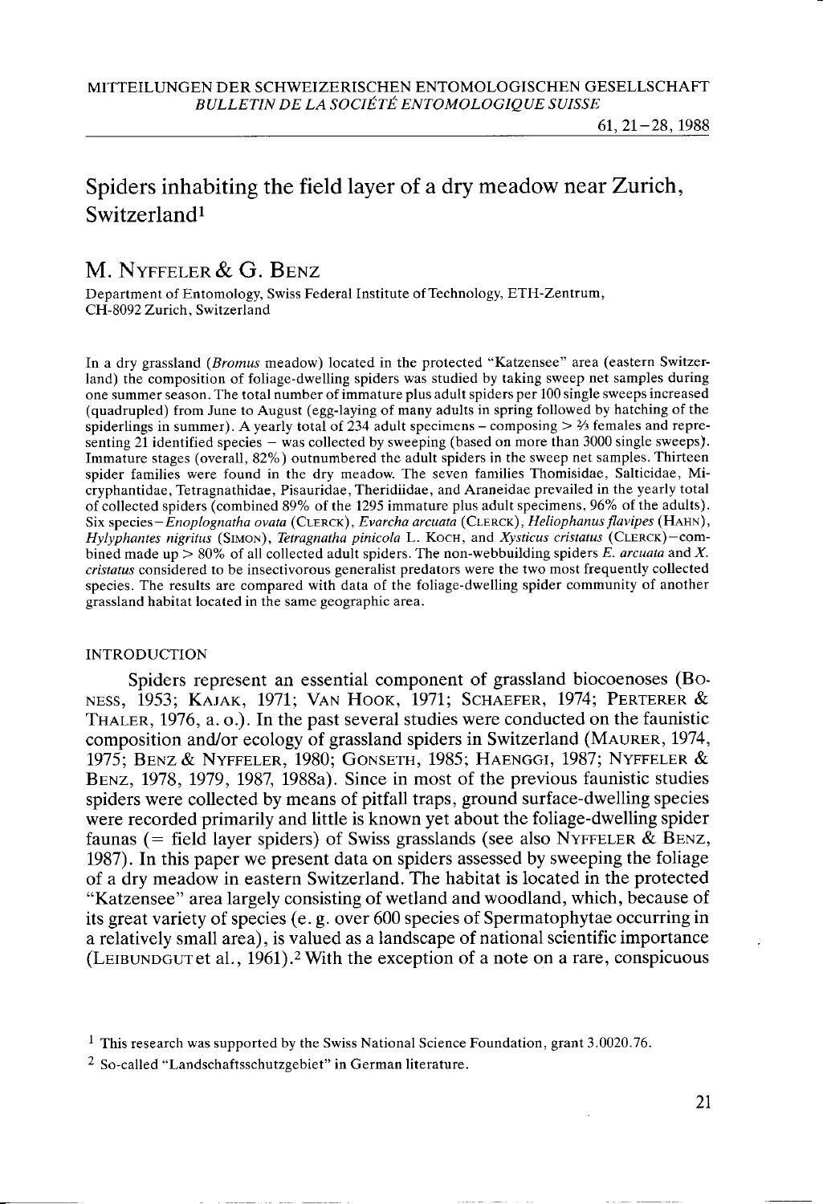# Spiders inhabiting the field layer of a dry meadow near Zurich, Switzerland[1]

## M. Nyffeler & G. Benz

Department of Entomology, Swiss Federal Institute of Technology, ETH-Zentrum, CH-8092 Zurich, Switzerland

In a dry grassland (*Bromus* meadow) located in the protected "Katzensee" area (eastern Switzerland) the composition of foliage-dwelling spiders was studied by taking sweep net samples during one summer season. The total number of immature plus adult spiders per 100 single sweeps increased (quadrupled) from June to August (egg-laying of many adults in spring followed by hatching of the spiderlings in summer). A yearly total of 234 adult specimens – composing > ⅔ females and representing 21 identified species – was collected by sweeping (based on more than 3000 single sweeps). Immature stages (overall, 82%) outnumbered the adult spiders in the sweep net samples. Thirteen spider families were found in the dry meadow. The seven families Thomisidae, Salticidae, Micryphantidae, Tetragnathidae, Pisauridae, Theridiidae, and Araneidae prevailed in the yearly total of collected spiders (combined 89% of the 1295 immature plus adult specimens, 96% of the adults). Six species – *Enoplognatha ovata* (Clerck), *Evarcha arcuata* (Clerck), *Heliophanus flavipes* (Hahn), *Hylyphantes nigritus* (Simon), *Tetragnatha pinicola* L. Koch, and *Xysticus cristatus* (Clerck) – combined made up > 80% of all collected adult spiders. The non-webbuilding spiders *E. arcuata* and *X. cristatus* considered to be insectivorous generalist predators were the two most frequently collected species. The results are compared with data of the foliage-dwelling spider community of another grassland habitat located in the same geographic area.

## INTRODUCTION

Spiders represent an essential component of grassland biocoenoses (Boness, 1953; Kajak, 1971; Van Hook, 1971; Schaefer, 1974; Perterer & Thaler, 1976, a. o.). In the past several studies were conducted on the faunistic composition and/or ecology of grassland spiders in Switzerland (Maurer, 1974, 1975; Benz & Nyffeler, 1980; Gonseth, 1985; Haenggi, 1987; Nyffeler & Benz, 1978, 1979, 1987, 1988a). Since in most of the previous faunistic studies spiders were collected by means of pitfall traps, ground surface-dwelling species were recorded primarily and little is known yet about the foliage-dwelling spider faunas (= field layer spiders) of Swiss grasslands (see also Nyffeler & Benz, 1987). In this paper we present data on spiders assessed by sweeping the foliage of a dry meadow in eastern Switzerland. The habitat is located in the protected "Katzensee" area largely consisting of wetland and woodland, which, because of its great variety of species (e. g. over 600 species of Spermatophytae occurring in a relatively small area), is valued as a landscape of national scientific importance (Leibundgut et al., 1961).[2] With the exception of a note on a rare, conspicuous

[1] This research was supported by the Swiss National Science Foundation, grant 3.0020.76.

[2] So-called "Landschaftsschutzgebiet" in German literature.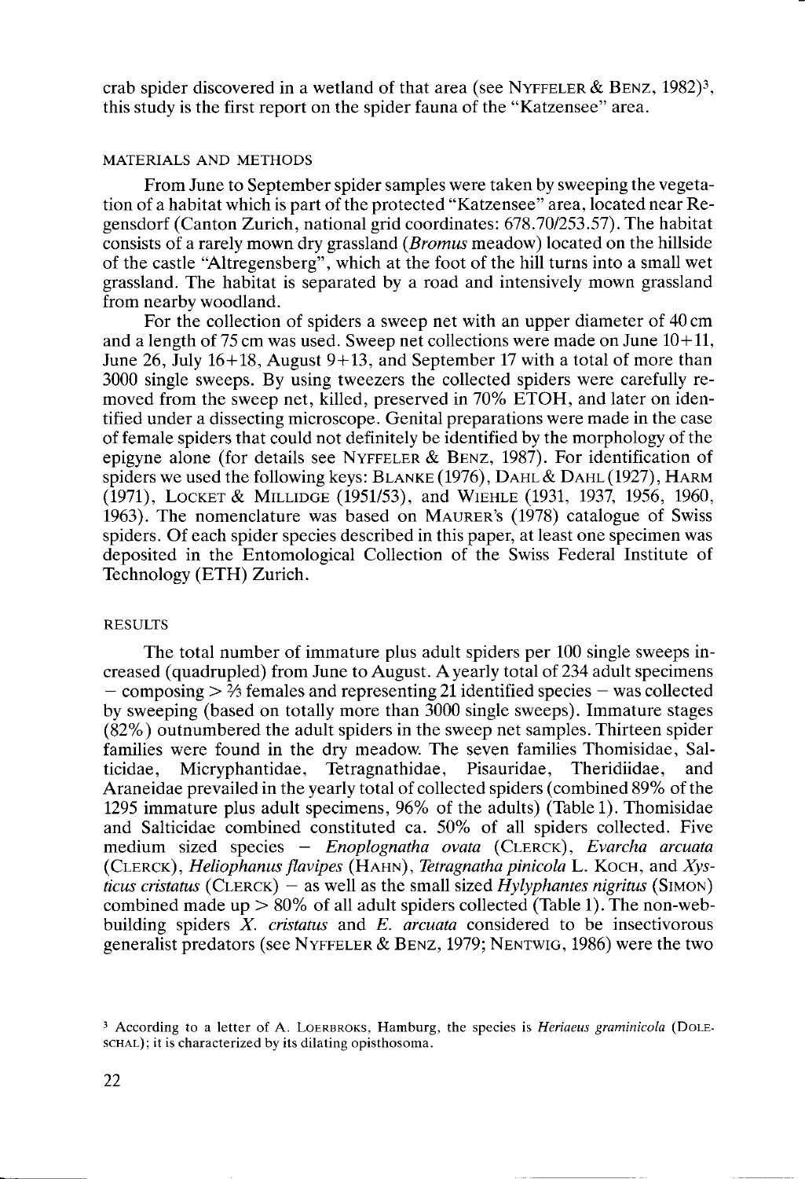crab spider discovered in a wetland of that area (see NYFFELER & BENZ, 1982)[3], this study is the first report on the spider fauna of the "Katzensee" area.

## MATERIALS AND METHODS

From June to September spider samples were taken by sweeping the vegetation of a habitat which is part of the protected "Katzensee" area, located near Regensdorf (Canton Zurich, national grid coordinates: 678.70/253.57). The habitat consists of a rarely mown dry grassland (*Bromus* meadow) located on the hillside of the castle "Altregensberg", which at the foot of the hill turns into a small wet grassland. The habitat is separated by a road and intensively mown grassland from nearby woodland.

For the collection of spiders a sweep net with an upper diameter of 40 cm and a length of 75 cm was used. Sweep net collections were made on June 10+11, June 26, July 16+18, August 9+13, and September 17 with a total of more than 3000 single sweeps. By using tweezers the collected spiders were carefully removed from the sweep net, killed, preserved in 70% ETOH, and later on identified under a dissecting microscope. Genital preparations were made in the case of female spiders that could not definitely be identified by the morphology of the epigyne alone (for details see NYFFELER & BENZ, 1987). For identification of spiders we used the following keys: BLANKE (1976), DAHL & DAHL (1927), HARM (1971), LOCKET & MILLIDGE (1951/53), and WIEHLE (1931, 1937, 1956, 1960, 1963). The nomenclature was based on MAURER'S (1978) catalogue of Swiss spiders. Of each spider species described in this paper, at least one specimen was deposited in the Entomological Collection of the Swiss Federal Institute of Technology (ETH) Zurich.

## RESULTS

The total number of immature plus adult spiders per 100 single sweeps increased (quadrupled) from June to August. A yearly total of 234 adult specimens – composing > ⅔ females and representing 21 identified species – was collected by sweeping (based on totally more than 3000 single sweeps). Immature stages (82%) outnumbered the adult spiders in the sweep net samples. Thirteen spider families were found in the dry meadow. The seven families Thomisidae, Salticidae, Micryphantidae, Tetragnathidae, Pisauridae, Theridiidae, and Araneidae prevailed in the yearly total of collected spiders (combined 89% of the 1295 immature plus adult specimens, 96% of the adults) (Table 1). Thomisidae and Salticidae combined constituted ca. 50% of all spiders collected. Five medium sized species – *Enoplognatha ovata* (CLERCK), *Evarcha arcuata* (CLERCK), *Heliophanus flavipes* (HAHN), *Tetragnatha pinicola* L. KOCH, and *Xysticus cristatus* (CLERCK) – as well as the small sized *Hylyphantes nigritus* (SIMON) combined made up > 80% of all adult spiders collected (Table 1). The non-web-building spiders *X. cristatus* and *E. arcuata* considered to be insectivorous generalist predators (see NYFFELER & BENZ, 1979; NENTWIG, 1986) were the two

[3] According to a letter of A. LOERBROKS, Hamburg, the species is *Heriaeus graminicola* (DOLESCHAL); it is characterized by its dilating opisthosoma.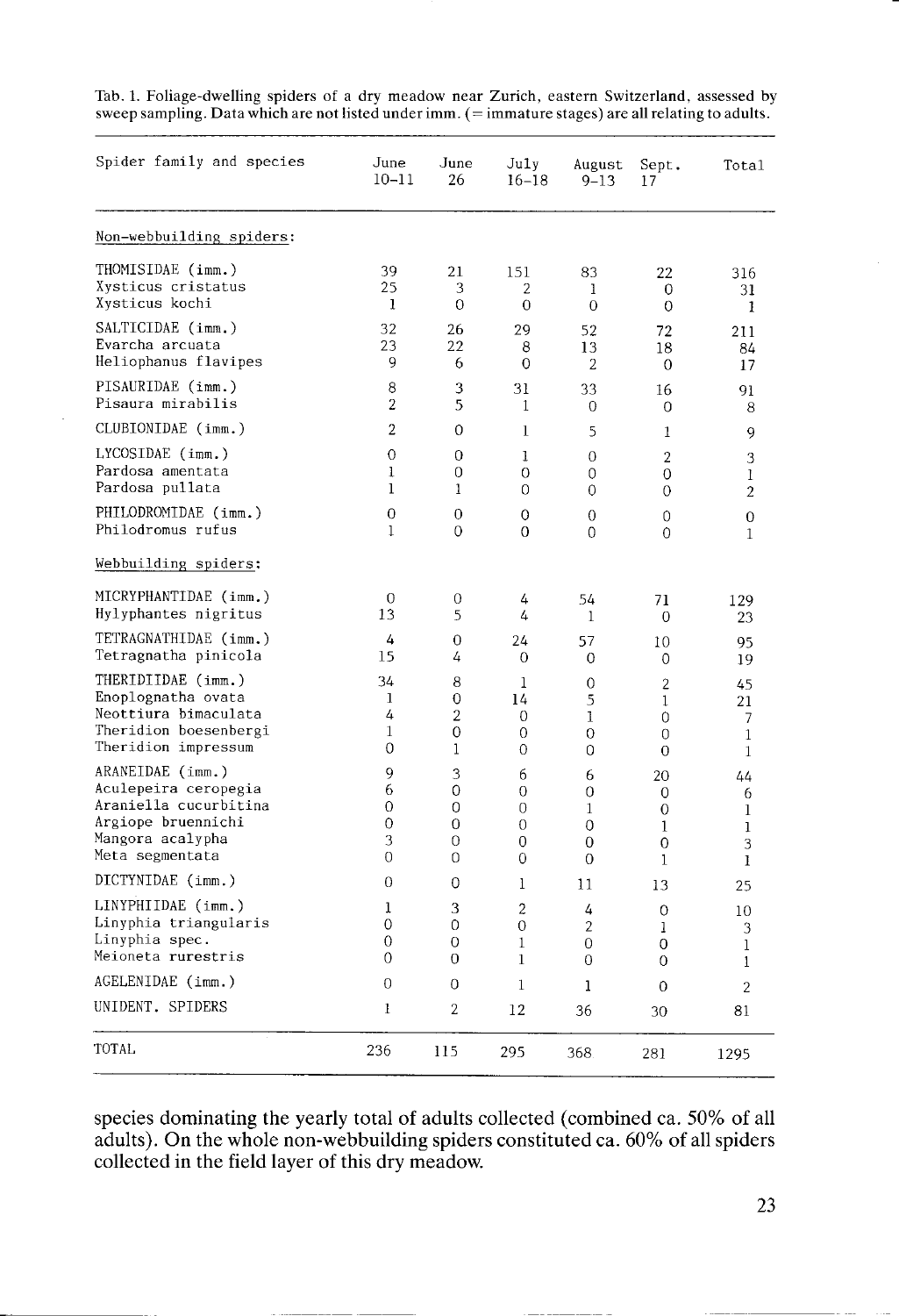Tab. 1. Foliage-dwelling spiders of a dry meadow near Zurich, eastern Switzerland, assessed by sweep sampling. Data which are not listed under imm. (= immature stages) are all relating to adults.

| Spider family and species | June 10–11 | June 26 | July 16–18 | August 9–13 | Sept. 17 | Total |
|---|---|---|---|---|---|---|
| Non-webbuilding spiders: | | | | | | |
| THOMISIDAE (imm.) | 39 | 21 | 151 | 83 | 22 | 316 |
| Xysticus cristatus | 25 | 3 | 2 | 1 | 0 | 31 |
| Xysticus kochi | 1 | 0 | 0 | 0 | 0 | 1 |
| SALTICIDAE (imm.) | 32 | 26 | 29 | 52 | 72 | 211 |
| Evarcha arcuata | 23 | 22 | 8 | 13 | 18 | 84 |
| Heliophanus flavipes | 9 | 6 | 0 | 2 | 0 | 17 |
| PISAURIDAE (imm.) | 8 | 3 | 31 | 33 | 16 | 91 |
| Pisaura mirabilis | 2 | 5 | 1 | 0 | 0 | 8 |
| CLUBIONIDAE (imm.) | 2 | 0 | 1 | 5 | 1 | 9 |
| LYCOSIDAE (imm.) | 0 | 0 | 1 | 0 | 2 | 3 |
| Pardosa amentata | 1 | 0 | 0 | 0 | 0 | 1 |
| Pardosa pullata | 1 | 1 | 0 | 0 | 0 | 2 |
| PHILODROMIDAE (imm.) | 0 | 0 | 0 | 0 | 0 | 0 |
| Philodromus rufus | 1 | 0 | 0 | 0 | 0 | 1 |
| Webbuilding spiders: | | | | | | |
| MICRYPHANTIDAE (imm.) | 0 | 0 | 4 | 54 | 71 | 129 |
| Hylyphantes nigritus | 13 | 5 | 4 | 1 | 0 | 23 |
| TETRAGNATHIDAE (imm.) | 4 | 0 | 24 | 57 | 10 | 95 |
| Tetragnatha pinicola | 15 | 4 | 0 | 0 | 0 | 19 |
| THERIDIIDAE (imm.) | 34 | 8 | 1 | 0 | 2 | 45 |
| Enoplognatha ovata | 1 | 0 | 14 | 5 | 1 | 21 |
| Neottiura bimaculata | 4 | 2 | 0 | 1 | 0 | 7 |
| Theridion boesenbergi | 1 | 0 | 0 | 0 | 0 | 1 |
| Theridion impressum | 0 | 1 | 0 | 0 | 0 | 1 |
| ARANEIDAE (imm.) | 9 | 3 | 6 | 6 | 20 | 44 |
| Aculepeira ceropegia | 6 | 0 | 0 | 0 | 0 | 6 |
| Araniella cucurbitina | 0 | 0 | 0 | 1 | 0 | 1 |
| Argiope bruennichi | 0 | 0 | 0 | 0 | 1 | 1 |
| Mangora acalypha | 3 | 0 | 0 | 0 | 0 | 3 |
| Meta segmentata | 0 | 0 | 0 | 0 | 1 | 1 |
| DICTYNIDAE (imm.) | 0 | 0 | 1 | 11 | 13 | 25 |
| LINYPHIIDAE (imm.) | 1 | 3 | 2 | 4 | 0 | 10 |
| Linyphia triangularis | 0 | 0 | 0 | 2 | 1 | 3 |
| Linyphia spec. | 0 | 0 | 1 | 0 | 0 | 1 |
| Meioneta rurestris | 0 | 0 | 1 | 0 | 0 | 1 |
| AGELENIDAE (imm.) | 0 | 0 | 1 | 1 | 0 | 2 |
| UNIDENT. SPIDERS | 1 | 2 | 12 | 36 | 30 | 81 |
| TOTAL | 236 | 115 | 295 | 368 | 281 | 1295 |

species dominating the yearly total of adults collected (combined ca. 50% of all adults). On the whole non-webbuilding spiders constituted ca. 60% of all spiders collected in the field layer of this dry meadow.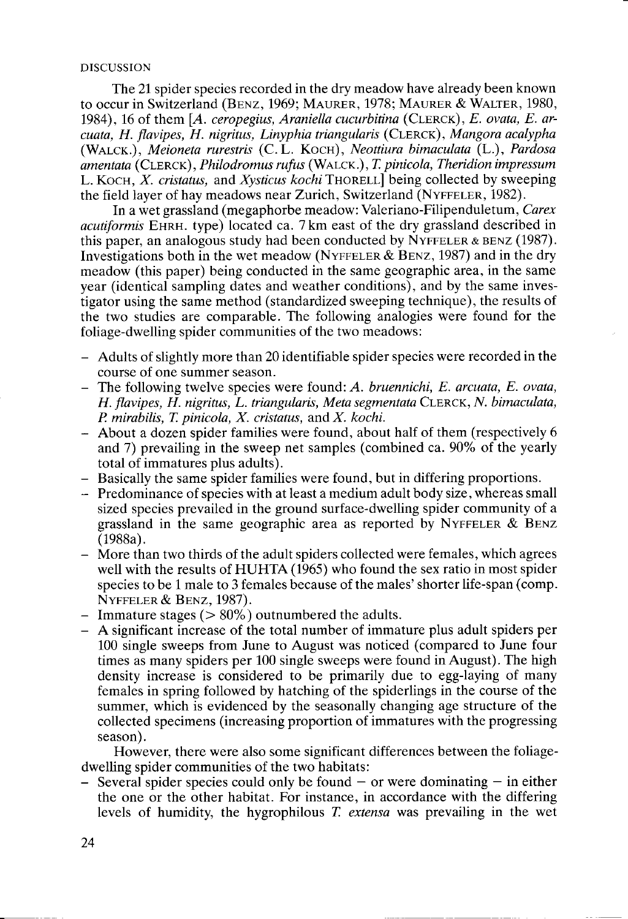## DISCUSSION

The 21 spider species recorded in the dry meadow have already been known to occur in Switzerland (BENZ, 1969; MAURER, 1978; MAURER & WALTER, 1980, 1984), 16 of them [*A. ceropegius*, *Araniella cucurbitina* (CLERCK), *E. ovata*, *E. arcuata*, *H. flavipes*, *H. nigritus*, *Linyphia triangularis* (CLERCK), *Mangora acalypha* (WALCK.), *Meioneta rurestris* (C. L. KOCH), *Neottiura bimaculata* (L.), *Pardosa amentata* (CLERCK), *Philodromus rufus* (WALCK.), *T. pinicola*, *Theridion impressum* L. KOCH, *X. cristatus*, and *Xysticus kochi* THORELL] being collected by sweeping the field layer of hay meadows near Zurich, Switzerland (NYFFELER, 1982).

In a wet grassland (megaphorbe meadow: Valeriano-Filipenduletum, *Carex acutiformis* EHRH. type) located ca. 7 km east of the dry grassland described in this paper, an analogous study had been conducted by NYFFELER & BENZ (1987). Investigations both in the wet meadow (NYFFELER & BENZ, 1987) and in the dry meadow (this paper) being conducted in the same geographic area, in the same year (identical sampling dates and weather conditions), and by the same investigator using the same method (standardized sweeping technique), the results of the two studies are comparable. The following analogies were found for the foliage-dwelling spider communities of the two meadows:

- Adults of slightly more than 20 identifiable spider species were recorded in the course of one summer season.
- The following twelve species were found: *A. bruennichi*, *E. arcuata*, *E. ovata*, *H. flavipes*, *H. nigritus*, *L. triangularis*, *Meta segmentata* CLERCK, *N. bimaculata*, *P. mirabilis*, *T. pinicola*, *X. cristatus*, and *X. kochi*.
- About a dozen spider families were found, about half of them (respectively 6 and 7) prevailing in the sweep net samples (combined ca. 90% of the yearly total of immatures plus adults).
- Basically the same spider families were found, but in differing proportions.
- Predominance of species with at least a medium adult body size, whereas small sized species prevailed in the ground surface-dwelling spider community of a grassland in the same geographic area as reported by NYFFELER & BENZ (1988a).
- More than two thirds of the adult spiders collected were females, which agrees well with the results of HUHTA (1965) who found the sex ratio in most spider species to be 1 male to 3 females because of the males' shorter life-span (comp. NYFFELER & BENZ, 1987).
- Immature stages (> 80%) outnumbered the adults.
- A significant increase of the total number of immature plus adult spiders per 100 single sweeps from June to August was noticed (compared to June four times as many spiders per 100 single sweeps were found in August). The high density increase is considered to be primarily due to egg-laying of many females in spring followed by hatching of the spiderlings in the course of the summer, which is evidenced by the seasonally changing age structure of the collected specimens (increasing proportion of immatures with the progressing season).

However, there were also some significant differences between the foliage-dwelling spider communities of the two habitats:

- Several spider species could only be found – or were dominating – in either the one or the other habitat. For instance, in accordance with the differing levels of humidity, the hygrophilous *T. extensa* was prevailing in the wet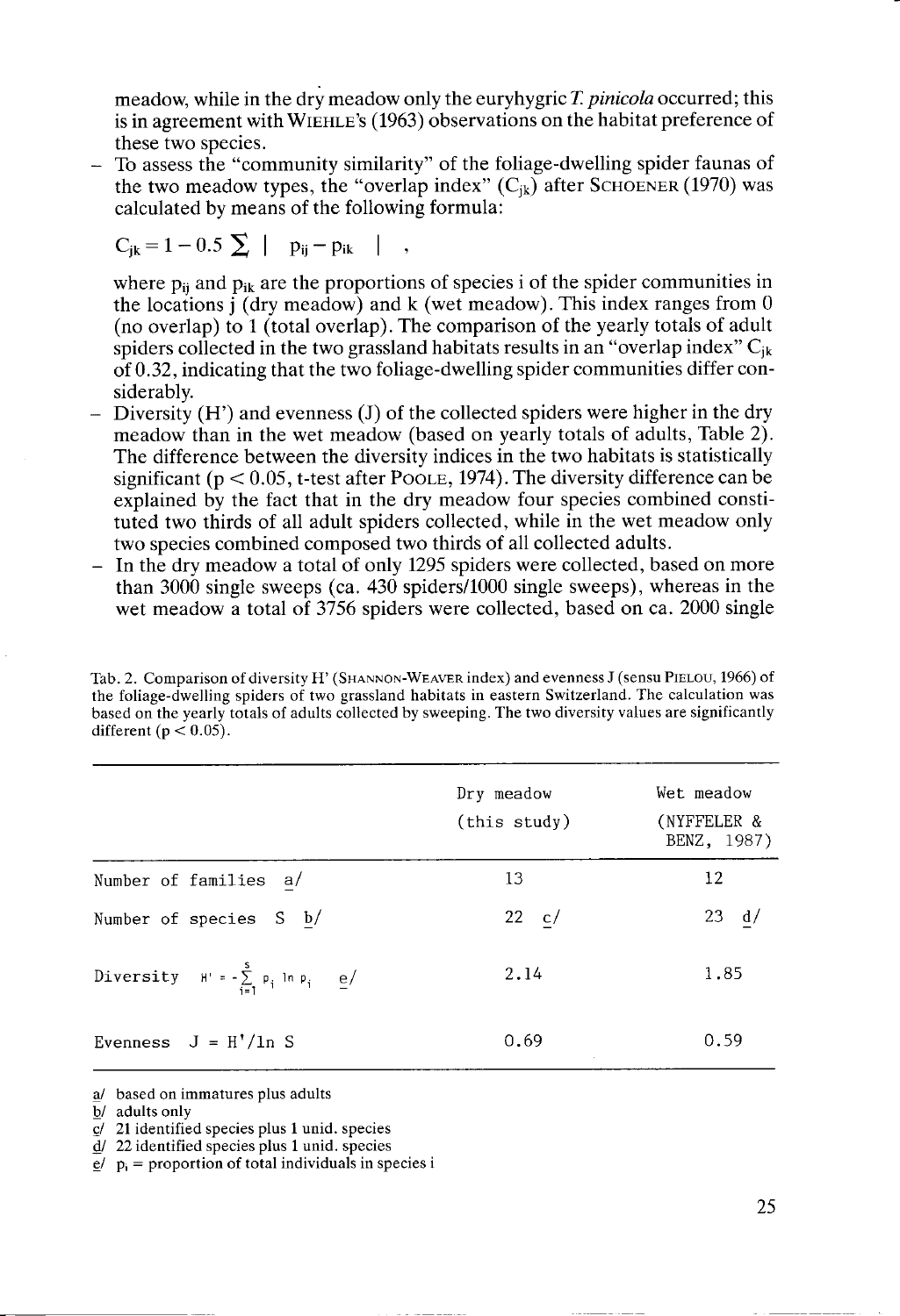meadow, while in the dry meadow only the euryhygric *T. pinicola* occurred; this is in agreement with WIEHLE's (1963) observations on the habitat preference of these two species.

- To assess the "community similarity" of the foliage-dwelling spider faunas of the two meadow types, the "overlap index" ($C_{jk}$) after SCHOENER (1970) was calculated by means of the following formula:

  $$C_{jk} = 1 - 0.5 \sum | p_{ij} - p_{ik} | ,$$

  where $p_{ij}$ and $p_{ik}$ are the proportions of species i of the spider communities in the locations j (dry meadow) and k (wet meadow). This index ranges from 0 (no overlap) to 1 (total overlap). The comparison of the yearly totals of adult spiders collected in the two grassland habitats results in an "overlap index" $C_{jk}$ of 0.32, indicating that the two foliage-dwelling spider communities differ considerably.
- Diversity (H') and evenness (J) of the collected spiders were higher in the dry meadow than in the wet meadow (based on yearly totals of adults, Table 2). The difference between the diversity indices in the two habitats is statistically significant ($p < 0.05$, t-test after POOLE, 1974). The diversity difference can be explained by the fact that in the dry meadow four species combined constituted two thirds of all adult spiders collected, while in the wet meadow only two species combined composed two thirds of all collected adults.
- In the dry meadow a total of only 1295 spiders were collected, based on more than 3000 single sweeps (ca. 430 spiders/1000 single sweeps), whereas in the wet meadow a total of 3756 spiders were collected, based on ca. 2000 single

Tab. 2. Comparison of diversity H' (SHANNON-WEAVER index) and evenness J (sensu PIELOU, 1966) of the foliage-dwelling spiders of two grassland habitats in eastern Switzerland. The calculation was based on the yearly totals of adults collected by sweeping. The two diversity values are significantly different ($p < 0.05$).

| | Dry meadow (this study) | Wet meadow (NYFFELER & BENZ, 1987) |
|---|---|---|
| Number of families a/ | 13 | 12 |
| Number of species S b/ | 22 c/ | 23 d/ |
| Diversity $H' = -\sum_{i=1}^{S} p_i \ln p_i$ e/ | 2.14 | 1.85 |
| Evenness $J = H'/\ln S$ | 0.69 | 0.59 |

a/ based on immatures plus adults
b/ adults only
c/ 21 identified species plus 1 unid. species
d/ 22 identified species plus 1 unid. species
e/ $p_i$ = proportion of total individuals in species i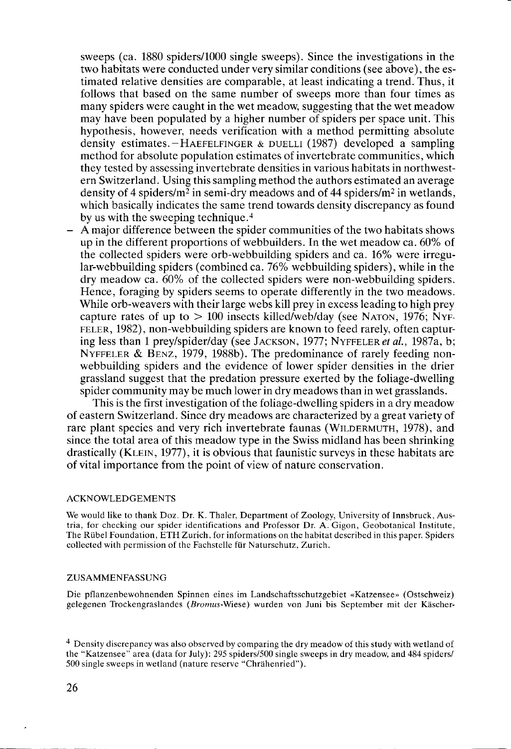sweeps (ca. 1880 spiders/1000 single sweeps). Since the investigations in the two habitats were conducted under very similar conditions (see above), the estimated relative densities are comparable, at least indicating a trend. Thus, it follows that based on the same number of sweeps more than four times as many spiders were caught in the wet meadow, suggesting that the wet meadow may have been populated by a higher number of spiders per space unit. This hypothesis, however, needs verification with a method permitting absolute density estimates. – HAEFELFINGER & DUELLI (1987) developed a sampling method for absolute population estimates of invertebrate communities, which they tested by assessing invertebrate densities in various habitats in northwestern Switzerland. Using this sampling method the authors estimated an average density of 4 spiders/m$^2$ in semi-dry meadows and of 44 spiders/m$^2$ in wetlands, which basically indicates the same trend towards density discrepancy as found by us with the sweeping technique.[4]

– A major difference between the spider communities of the two habitats shows up in the different proportions of webbuilders. In the wet meadow ca. 60% of the collected spiders were orb-webbuilding spiders and ca. 16% were irregular-webbuilding spiders (combined ca. 76% webbuilding spiders), while in the dry meadow ca. 60% of the collected spiders were non-webbuilding spiders. Hence, foraging by spiders seems to operate differently in the two meadows. While orb-weavers with their large webs kill prey in excess leading to high prey capture rates of up to > 100 insects killed/web/day (see NATON, 1976; NYFFELER, 1982), non-webbuilding spiders are known to feed rarely, often capturing less than 1 prey/spider/day (see JACKSON, 1977; NYFFELER *et al.*, 1987a, b; NYFFELER & BENZ, 1979, 1988b). The predominance of rarely feeding non-webbuilding spiders and the evidence of lower spider densities in the drier grassland suggest that the predation pressure exerted by the foliage-dwelling spider community may be much lower in dry meadows than in wet grasslands.

This is the first investigation of the foliage-dwelling spiders in a dry meadow of eastern Switzerland. Since dry meadows are characterized by a great variety of rare plant species and very rich invertebrate faunas (WILDERMUTH, 1978), and since the total area of this meadow type in the Swiss midland has been shrinking drastically (KLEIN, 1977), it is obvious that faunistic surveys in these habitats are of vital importance from the point of view of nature conservation.

## ACKNOWLEDGEMENTS

We would like to thank Doz. Dr. K. Thaler, Department of Zoology, University of Innsbruck, Austria, for checking our spider identifications and Professor Dr. A. Gigon, Geobotanical Institute, The Rübel Foundation, ETH Zurich, for informations on the habitat described in this paper. Spiders collected with permission of the Fachstelle für Naturschutz, Zurich.

## ZUSAMMENFASSUNG

Die pflanzenbewohnenden Spinnen eines im Landschaftsschutzgebiet «Katzensee» (Ostschweiz) gelegenen Trockengraslandes (*Bromus*-Wiese) wurden von Juni bis September mit der Käscher-

[4] Density discrepancy was also observed by comparing the dry meadow of this study with wetland of the "Katzensee" area (data for July): 295 spiders/500 single sweeps in dry meadow, and 484 spiders/500 single sweeps in wetland (nature reserve "Chrähenried").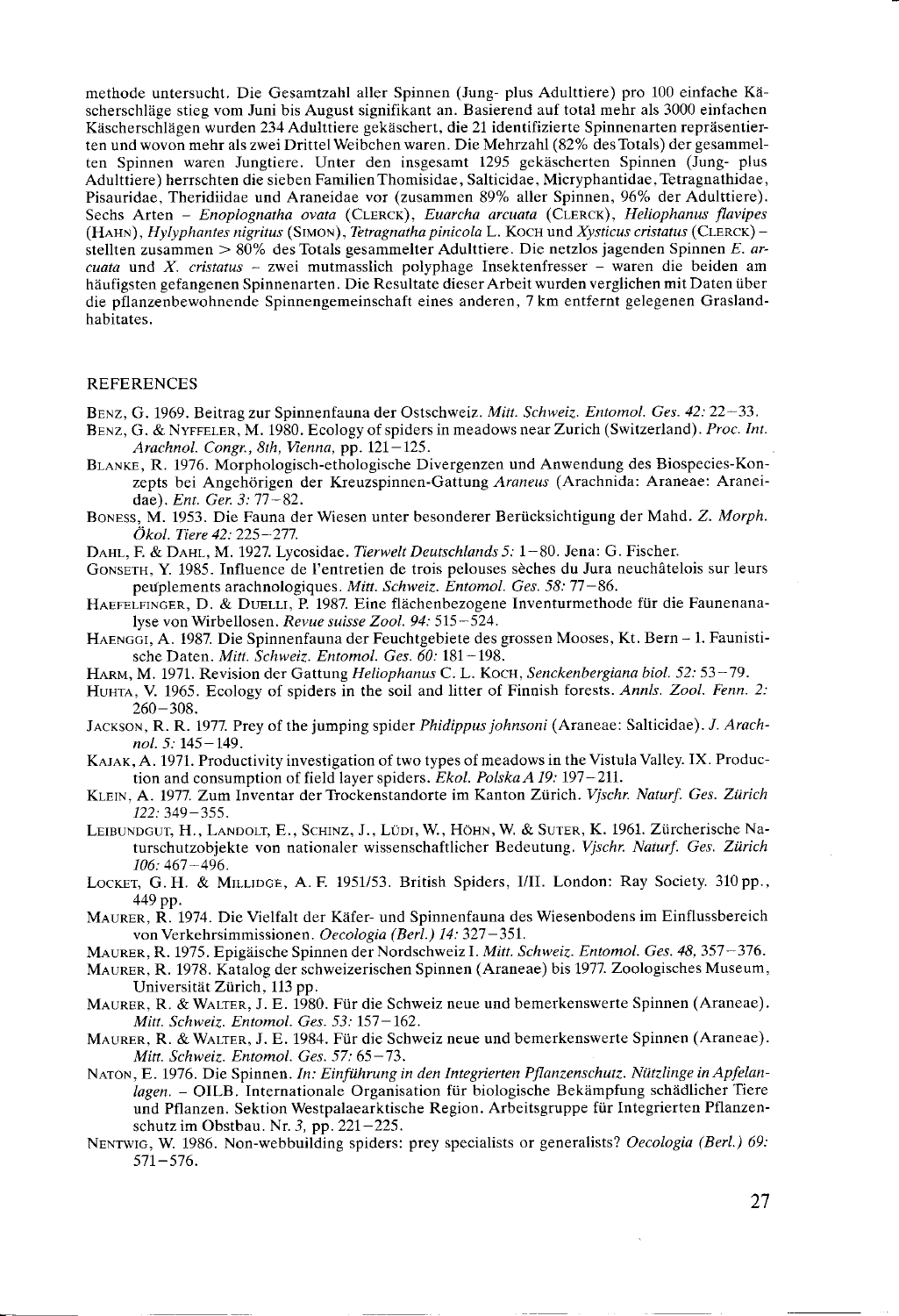methode untersucht. Die Gesamtzahl aller Spinnen (Jung- plus Adulttiere) pro 100 einfache Käscherschläge stieg vom Juni bis August signifikant an. Basierend auf total mehr als 3000 einfachen Käscherschlägen wurden 234 Adulttiere gekäschert, die 21 identifizierte Spinnenarten repräsentierten und wovon mehr als zwei Drittel Weibchen waren. Die Mehrzahl (82% des Totals) der gesammelten Spinnen waren Jungtiere. Unter den insgesamt 1295 gekäscherten Spinnen (Jung- plus Adulttiere) herrschten die sieben Familien Thomisidae, Salticidae, Micryphantidae, Tetragnathidae, Pisauridae, Theridiidae und Araneidae vor (zusammen 89% aller Spinnen, 96% der Adulttiere). Sechs Arten – *Enoplognatha ovata* (Clerck), *Euarcha arcuata* (Clerck), *Heliophanus flavipes* (Hahn), *Hylyphantes nigritus* (Simon), *Tetragnatha pinicola* L. Koch und *Xysticus cristatus* (Clerck) – stellten zusammen > 80% des Totals gesammelter Adulttiere. Die netzlos jagenden Spinnen *E. arcuata* und *X. cristatus* – zwei mutmasslich polyphage Insektenfresser – waren die beiden am häufigsten gefangenen Spinnenarten. Die Resultate dieser Arbeit wurden verglichen mit Daten über die pflanzenbewohnende Spinnengemeinschaft eines anderen, 7 km entfernt gelegenen Graslandhabitates.

## REFERENCES

Benz, G. 1969. Beitrag zur Spinnenfauna der Ostschweiz. *Mitt. Schweiz. Entomol. Ges. 42:* 22–33.

Benz, G. & Nyffeler, M. 1980. Ecology of spiders in meadows near Zurich (Switzerland). *Proc. Int. Arachnol. Congr., 8th, Vienna,* pp. 121–125.

Blanke, R. 1976. Morphologisch-ethologische Divergenzen und Anwendung des Biospecies-Konzepts bei Angehörigen der Kreuzspinnen-Gattung *Araneus* (Arachnida: Araneae: Araneidae). *Ent. Ger. 3:* 77–82.

Boness, M. 1953. Die Fauna der Wiesen unter besonderer Berücksichtigung der Mahd. *Z. Morph. Ökol. Tiere 42:* 225–277.

Dahl, F. & Dahl, M. 1927. Lycosidae. *Tierwelt Deutschlands 5:* 1–80. Jena: G. Fischer.

Gonseth, Y. 1985. Influence de l'entretien de trois pelouses sèches du Jura neuchâtelois sur leurs peuplements arachnologiques. *Mitt. Schweiz. Entomol. Ges. 58:* 77–86.

Haefelfinger, D. & Duelli, P. 1987. Eine flächenbezogene Inventurmethode für die Faunenanalyse von Wirbellosen. *Revue suisse Zool. 94:* 515–524.

Haenggi, A. 1987. Die Spinnenfauna der Feuchtgebiete des grossen Mooses, Kt. Bern – 1. Faunistische Daten. *Mitt. Schweiz. Entomol. Ges. 60:* 181–198.

Harm, M. 1971. Revision der Gattung *Heliophanus* C. L. Koch, *Senckenbergiana biol. 52:* 53–79.

Huhta, V. 1965. Ecology of spiders in the soil and litter of Finnish forests. *Annls. Zool. Fenn. 2:* 260–308.

Jackson, R. R. 1977. Prey of the jumping spider *Phidippus johnsoni* (Araneae: Salticidae). *J. Arachnol. 5:* 145–149.

Kajak, A. 1971. Productivity investigation of two types of meadows in the Vistula Valley. IX. Production and consumption of field layer spiders. *Ekol. Polska A 19:* 197–211.

Klein, A. 1977. Zum Inventar der Trockenstandorte im Kanton Zürich. *Vjschr. Naturf. Ges. Zürich 122:* 349–355.

Leibundgut, H., Landolt, E., Schinz, J., Lüdi, W., Höhn, W. & Suter, K. 1961. Zürcherische Naturschutzobjekte von nationaler wissenschaftlicher Bedeutung. *Vjschr. Naturf. Ges. Zürich 106:* 467–496.

Locket, G. H. & Millidge, A. F. 1951/53. British Spiders, I/II. London: Ray Society. 310 pp., 449 pp.

Maurer, R. 1974. Die Vielfalt der Käfer- und Spinnenfauna des Wiesenbodens im Einflussbereich von Verkehrsimmissionen. *Oecologia (Berl.) 14:* 327–351.

Maurer, R. 1975. Epigäische Spinnen der Nordschweiz I. *Mitt. Schweiz. Entomol. Ges. 48,* 357–376.

Maurer, R. 1978. Katalog der schweizerischen Spinnen (Araneae) bis 1977. Zoologisches Museum, Universität Zürich, 113 pp.

Maurer, R. & Walter, J. E. 1980. Für die Schweiz neue und bemerkenswerte Spinnen (Araneae). *Mitt. Schweiz. Entomol. Ges. 53:* 157–162.

Maurer, R. & Walter, J. E. 1984. Für die Schweiz neue und bemerkenswerte Spinnen (Araneae). *Mitt. Schweiz. Entomol. Ges. 57:* 65–73.

Naton, E. 1976. Die Spinnen. *In: Einführung in den Integrierten Pflanzenschutz. Nützlinge in Apfelanlagen.* – OILB. Internationale Organisation für biologische Bekämpfung schädlicher Tiere und Pflanzen. Sektion Westpalaearktische Region. Arbeitsgruppe für Integrierten Pflanzenschutz im Obstbau. Nr. *3,* pp. 221–225.

Nentwig, W. 1986. Non-webbuilding spiders: prey specialists or generalists? *Oecologia (Berl.) 69:* 571–576.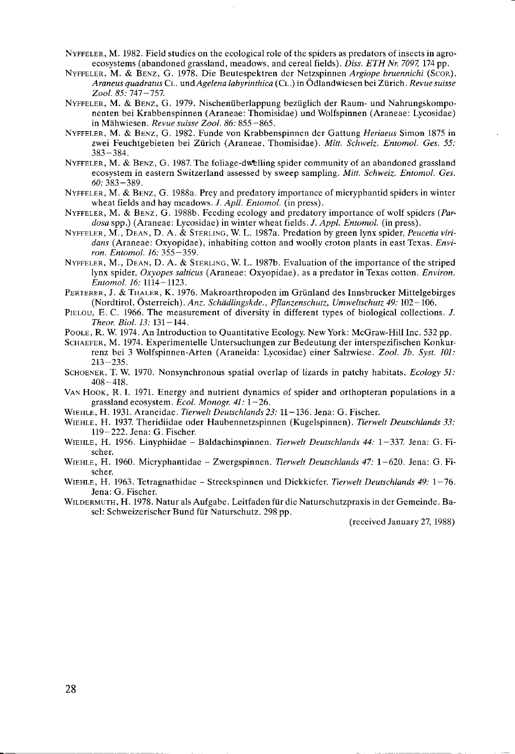NYFFELER, M. 1982. Field studies on the ecological role of the spiders as predators of insects in agroecosystems (abandoned grassland, meadows, and cereal fields). *Diss. ETH Nr. 7097,* 174 pp.

NYFFELER, M. & BENZ, G. 1978. Die Beutespektren der Netzspinnen *Argiope bruennichi* (SCOP.), *Araneus quadratus* CL. und *Agelena labyrinthica* (CL.) in Ödlandwiesen bei Zürich. *Revue suisse Zool. 85:* 747–757.

NYFFELER, M. & BENZ, G. 1979. Nischenüberlappung bezüglich der Raum- und Nahrungskomponenten bei Krabbenspinnen (Araneae: Thomisidae) und Wolfspinnen (Araneae: Lycosidae) in Mähwiesen. *Revue suisse Zool. 86:* 855–865.

NYFFELER, M. & BENZ, G. 1982. Funde von Krabbenspinnen der Gattung *Heriaeus* Simon 1875 in zwei Feuchtgebieten bei Zürich (Araneae, Thomisidae). *Mitt. Schweiz. Entomol. Ges. 55:* 383–384.

NYFFELER, M. & BENZ, G. 1987. The foliage-dwelling spider community of an abandoned grassland ecosystem in eastern Switzerland assessed by sweep sampling. *Mitt. Schweiz. Entomol. Ges. 60:* 383–389.

NYFFELER, M. & BENZ, G. 1988a. Prey and predatory importance of micryphantid spiders in winter wheat fields and hay meadows. *J. Apll. Entomol.* (in press).

NYFFELER, M. & BENZ, G. 1988b. Feeding ecology and predatory importance of wolf spiders (*Pardosa* spp.) (Araneae: Lycosidae) in winter wheat fields. *J. Appl. Entomol.* (in press).

NYFFELER, M., DEAN, D. A. & STERLING, W. L. 1987a. Predation by green lynx spider, *Peucetia viridans* (Araneae: Oxyopidae), inhabiting cotton and woolly croton plants in east Texas. *Environ. Entomol. 16:* 355–359.

NYFFELER, M., DEAN, D. A. & STERLING, W. L. 1987b. Evaluation of the importance of the striped lynx spider, *Oxyopes salticus* (Araneae: Oxyopidae), as a predator in Texas cotton. *Environ. Entomol. 16:* 1114–1123.

PERTERER, J. & THALER, K. 1976. Makroarthropoden im Grünland des Innsbrucker Mittelgebirges (Nordtirol, Österreich). *Anz. Schädlingskde., Pflanzenschutz, Umweltschutz 49:* 102–106.

PIELOU, E. C. 1966. The measurement of diversity in different types of biological collections. *J. Theor. Biol. 13:* 131–144.

POOLE, R. W. 1974. An Introduction to Quantitative Ecology. New York: McGraw-Hill Inc. 532 pp.

SCHAEFER, M. 1974. Experimentelle Untersuchungen zur Bedeutung der interspezifischen Konkurrenz bei 3 Wolfspinnen-Arten (Araneida: Lycosidae) einer Salzwiese. *Zool. Jb. Syst. 101:* 213–235.

SCHOENER, T. W. 1970. Nonsynchronous spatial overlap of lizards in patchy habitats. *Ecology 51:* 408–418.

VAN HOOK, R. I. 1971. Energy and nutrient dynamics of spider and orthopteran populations in a grassland ecosystem. *Ecol. Monogr. 41:* 1–26.

WIEHLE, H. 1931. Araneidae. *Tierwelt Deutschlands 23:* 11–136. Jena: G. Fischer.

WIEHLE, H. 1937. Theridiidae oder Haubennetzspinnen (Kugelspinnen). *Tierwelt Deutschlands 33:* 119–222. Jena: G. Fischer.

WIEHLE, H. 1956. Linyphiidae – Baldachinspinnen. *Tierwelt Deutschlands 44:* 1–337. Jena: G. Fischer.

WIEHLE, H. 1960. Micryphantidae – Zwergspinnen. *Tierwelt Deutschlands 47:* 1–620. Jena: G. Fischer.

WIEHLE, H. 1963. Tetragnathidae – Streckspinnen und Dickkiefer. *Tierwelt Deutschlands 49:* 1–76. Jena: G. Fischer.

WILDERMUTH, H. 1978. Natur als Aufgabe. Leitfaden für die Naturschutzpraxis in der Gemeinde. Basel: Schweizerischer Bund für Naturschutz. 298 pp.

(received January 27, 1988)